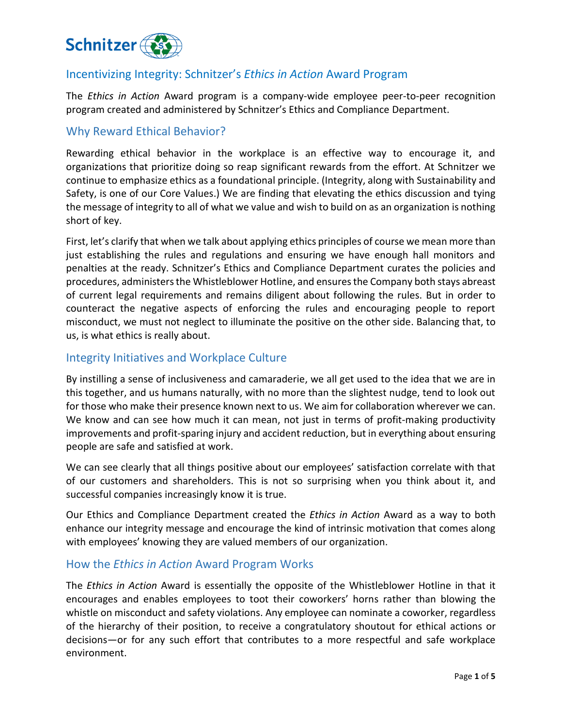# Incentivizing Integrity: Schnitzer's *Ethics in Action* Award Program

The *Ethics in Action* Award program is a company-wide employee peer-to-peer recognition program created and administered by Schnitzer's Ethics and Compliance Department.

## Why Reward Ethical Behavior?

Rewarding ethical behavior in the workplace is an effective way to encourage it, and organizations that prioritize doing so reap significant rewards from the effort. At Schnitzer we continue to emphasize ethics as a foundational principle. (Integrity, along with Sustainability and Safety, is one of our Core Values.) We are finding that elevating the ethics discussion and tying the message of integrity to all of what we value and wish to build on as an organization is nothing short of key.

First, let's clarify that when we talk about applying ethics principles of course we mean more than just establishing the rules and regulations and ensuring we have enough hall monitors and penalties at the ready. Schnitzer's Ethics and Compliance Department curates the policies and procedures, administers the Whistleblower Hotline, and ensures the Company both stays abreast of current legal requirements and remains diligent about following the rules. But in order to counteract the negative aspects of enforcing the rules and encouraging people to report misconduct, we must not neglect to illuminate the positive on the other side. Balancing that, to us, is what ethics is really about.

## Integrity Initiatives and Workplace Culture

By instilling a sense of inclusiveness and camaraderie, we all get used to the idea that we are in this together, and us humans naturally, with no more than the slightest nudge, tend to look out for those who make their presence known next to us. We aim for collaboration wherever we can. We know and can see how much it can mean, not just in terms of profit-making productivity improvements and profit-sparing injury and accident reduction, but in everything about ensuring people are safe and satisfied at work.

We can see clearly that all things positive about our employees' satisfaction correlate with that of our customers and shareholders. This is not so surprising when you think about it, and successful companies increasingly know it is true.

Our Ethics and Compliance Department created the *Ethics in Action* Award as a way to both enhance our integrity message and encourage the kind of intrinsic motivation that comes along with employees' knowing they are valued members of our organization.

## How the *Ethics in Action* Award Program Works

The *Ethics in Action* Award is essentially the opposite of the Whistleblower Hotline in that it encourages and enables employees to toot their coworkers' horns rather than blowing the whistle on misconduct and safety violations. Any employee can nominate a coworker, regardless of the hierarchy of their position, to receive a congratulatory shoutout for ethical actions or decisions—or for any such effort that contributes to a more respectful and safe workplace environment.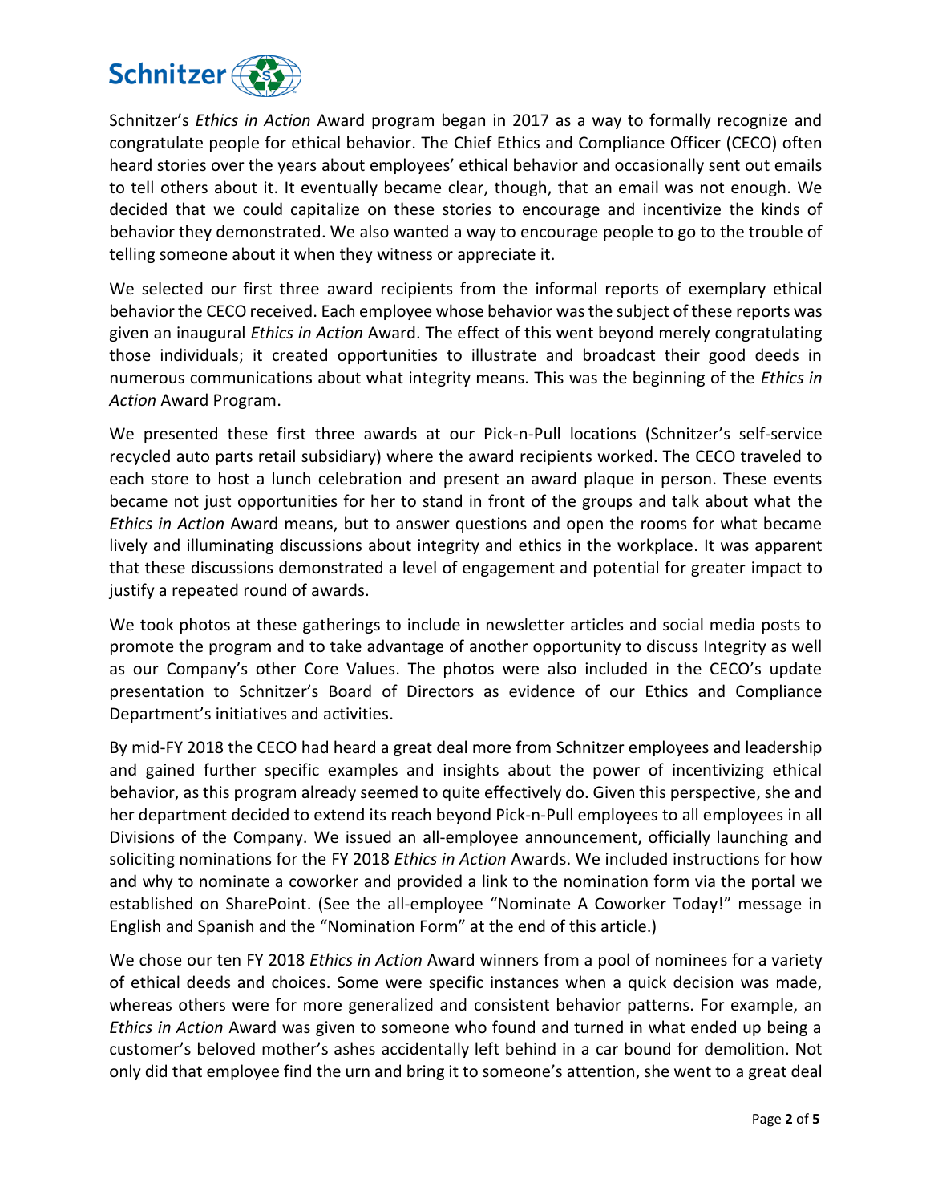Schnitzer's *Ethics in Action* Award program began in 2017 as a way to formally recognize and congratulate people for ethical behavior. The Chief Ethics and Compliance Officer (CECO) often heard stories over the years about employees' ethical behavior and occasionally sent out emails to tell others about it. It eventually became clear, though, that an email was not enough. We decided that we could capitalize on these stories to encourage and incentivize the kinds of behavior they demonstrated. We also wanted a way to encourage people to go to the trouble of telling someone about it when they witness or appreciate it.

We selected our first three award recipients from the informal reports of exemplary ethical behavior the CECO received. Each employee whose behavior was the subject of these reports was given an inaugural *Ethics in Action* Award. The effect of this went beyond merely congratulating those individuals; it created opportunities to illustrate and broadcast their good deeds in numerous communications about what integrity means. This was the beginning of the *Ethics in Action* Award Program.

We presented these first three awards at our Pick-n-Pull locations (Schnitzer's self-service recycled auto parts retail subsidiary) where the award recipients worked. The CECO traveled to each store to host a lunch celebration and present an award plaque in person. These events became not just opportunities for her to stand in front of the groups and talk about what the *Ethics in Action* Award means, but to answer questions and open the rooms for what became lively and illuminating discussions about integrity and ethics in the workplace. It was apparent that these discussions demonstrated a level of engagement and potential for greater impact to justify a repeated round of awards.

We took photos at these gatherings to include in newsletter articles and social media posts to promote the program and to take advantage of another opportunity to discuss Integrity as well as our Company's other Core Values. The photos were also included in the CECO's update presentation to Schnitzer's Board of Directors as evidence of our Ethics and Compliance Department's initiatives and activities.

By mid-FY 2018 the CECO had heard a great deal more from Schnitzer employees and leadership and gained further specific examples and insights about the power of incentivizing ethical behavior, as this program already seemed to quite effectively do. Given this perspective, she and her department decided to extend its reach beyond Pick-n-Pull employees to all employees in all Divisions of the Company. We issued an all-employee announcement, officially launching and soliciting nominations for the FY 2018 *Ethics in Action* Awards. We included instructions for how and why to nominate a coworker and provided a link to the nomination form via the portal we established on SharePoint. (See the all-employee "Nominate A Coworker Today!" message in English and Spanish and the "Nomination Form" at the end of this article.)

We chose our ten FY 2018 *Ethics in Action* Award winners from a pool of nominees for a variety of ethical deeds and choices. Some were specific instances when a quick decision was made, whereas others were for more generalized and consistent behavior patterns. For example, an *Ethics in Action* Award was given to someone who found and turned in what ended up being a customer's beloved mother's ashes accidentally left behind in a car bound for demolition. Not only did that employee find the urn and bring it to someone's attention, she went to a great deal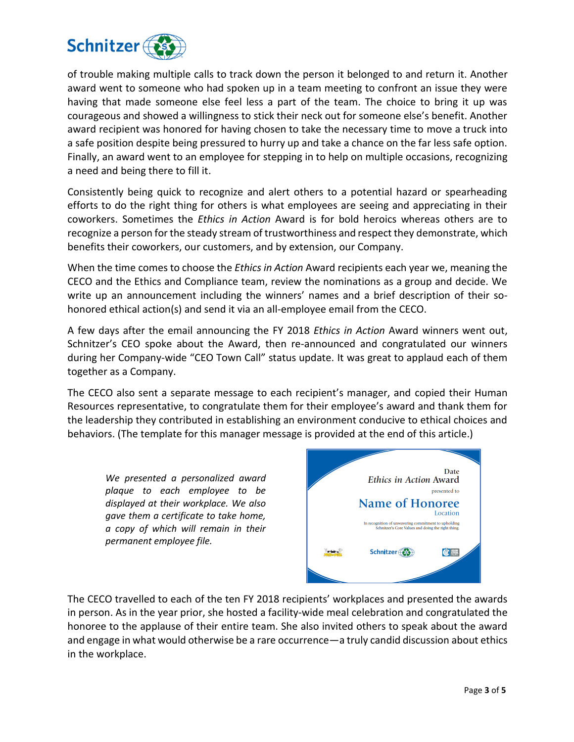of trouble making multiple calls to track down the person it belonged to and return it. Another award went to someone who had spoken up in a team meeting to confront an issue they were having that made someone else feel less a part of the team. The choice to bring it up was courageous and showed a willingness to stick their neck out for someone else's benefit. Another award recipient was honored for having chosen to take the necessary time to move a truck into a safe position despite being pressured to hurry up and take a chance on the far less safe option. Finally, an award went to an employee for stepping in to help on multiple occasions, recognizing a need and being there to fill it.

Consistently being quick to recognize and alert others to a potential hazard or spearheading efforts to do the right thing for others is what employees are seeing and appreciating in their coworkers. Sometimes the *Ethics in Action* Award is for bold heroics whereas others are to recognize a person for the steady stream of trustworthiness and respect they demonstrate, which benefits their coworkers, our customers, and by extension, our Company.

When the time comes to choose the *Ethics in Action* Award recipients each year we, meaning the CECO and the Ethics and Compliance team, review the nominations as a group and decide. We write up an announcement including the winners' names and a brief description of their so-honored ethical action(s) and send it via an all-employee email from the CECO.

A few days after the email announcing the FY 2018 *Ethics in Action* Award winners went out, Schnitzer's CEO spoke about the Award, then re-announced and congratulated our winners during her Company-wide "CEO Town Call" status update. It was great to applaud each of them together as a Company.

The CECO also sent a separate message to each recipient's manager, and copied their Human Resources representative, to congratulate them for their employee's award and thank them for the leadership they contributed in establishing an environment conducive to ethical choices and behaviors. (The template for this manager message is provided at the end of this article.)

*We presented a personalized award plaque to each employee to be displayed at their workplace. We also gave them a certificate to take home, a copy of which will remain in their permanent employee file.*

Date
*Ethics in Action* Award
presented to
**Name of Honoree**
Location
In recognition of unwavering commitment to upholding Schnitzer's Core Values and doing the right thing.
Schnitzer

The CECO travelled to each of the ten FY 2018 recipients' workplaces and presented the awards in person. As in the year prior, she hosted a facility-wide meal celebration and congratulated the honoree to the applause of their entire team. She also invited others to speak about the award and engage in what would otherwise be a rare occurrence—a truly candid discussion about ethics in the workplace.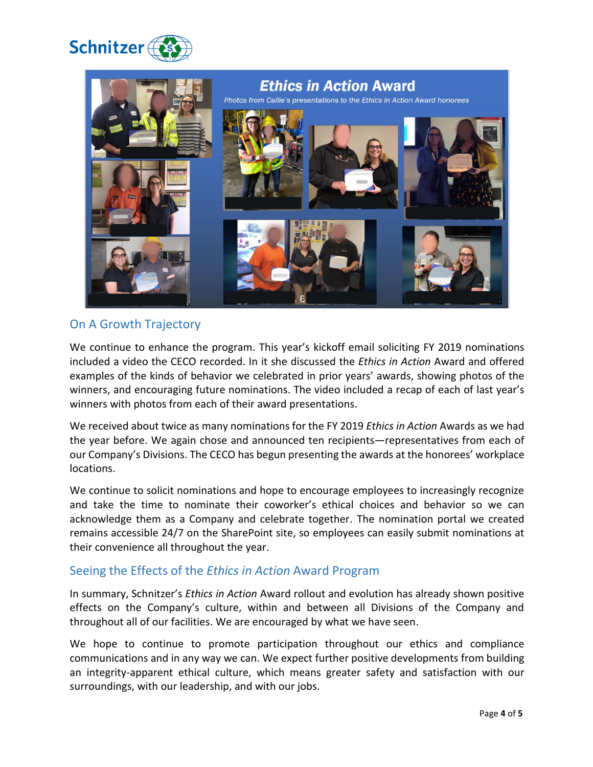## Ethics in Action Award

*Photos from Callie's presentations to the Ethics in Action Award honorees*

## On A Growth Trajectory

We continue to enhance the program. This year's kickoff email soliciting FY 2019 nominations included a video the CECO recorded. In it she discussed the *Ethics in Action* Award and offered examples of the kinds of behavior we celebrated in prior years' awards, showing photos of the winners, and encouraging future nominations. The video included a recap of each of last year's winners with photos from each of their award presentations.

We received about twice as many nominations for the FY 2019 *Ethics in Action* Awards as we had the year before. We again chose and announced ten recipients—representatives from each of our Company's Divisions. The CECO has begun presenting the awards at the honorees' workplace locations.

We continue to solicit nominations and hope to encourage employees to increasingly recognize and take the time to nominate their coworker's ethical choices and behavior so we can acknowledge them as a Company and celebrate together. The nomination portal we created remains accessible 24/7 on the SharePoint site, so employees can easily submit nominations at their convenience all throughout the year.

## Seeing the Effects of the *Ethics in Action* Award Program

In summary, Schnitzer's *Ethics in Action* Award rollout and evolution has already shown positive effects on the Company's culture, within and between all Divisions of the Company and throughout all of our facilities. We are encouraged by what we have seen.

We hope to continue to promote participation throughout our ethics and compliance communications and in any way we can. We expect further positive developments from building an integrity-apparent ethical culture, which means greater safety and satisfaction with our surroundings, with our leadership, and with our jobs.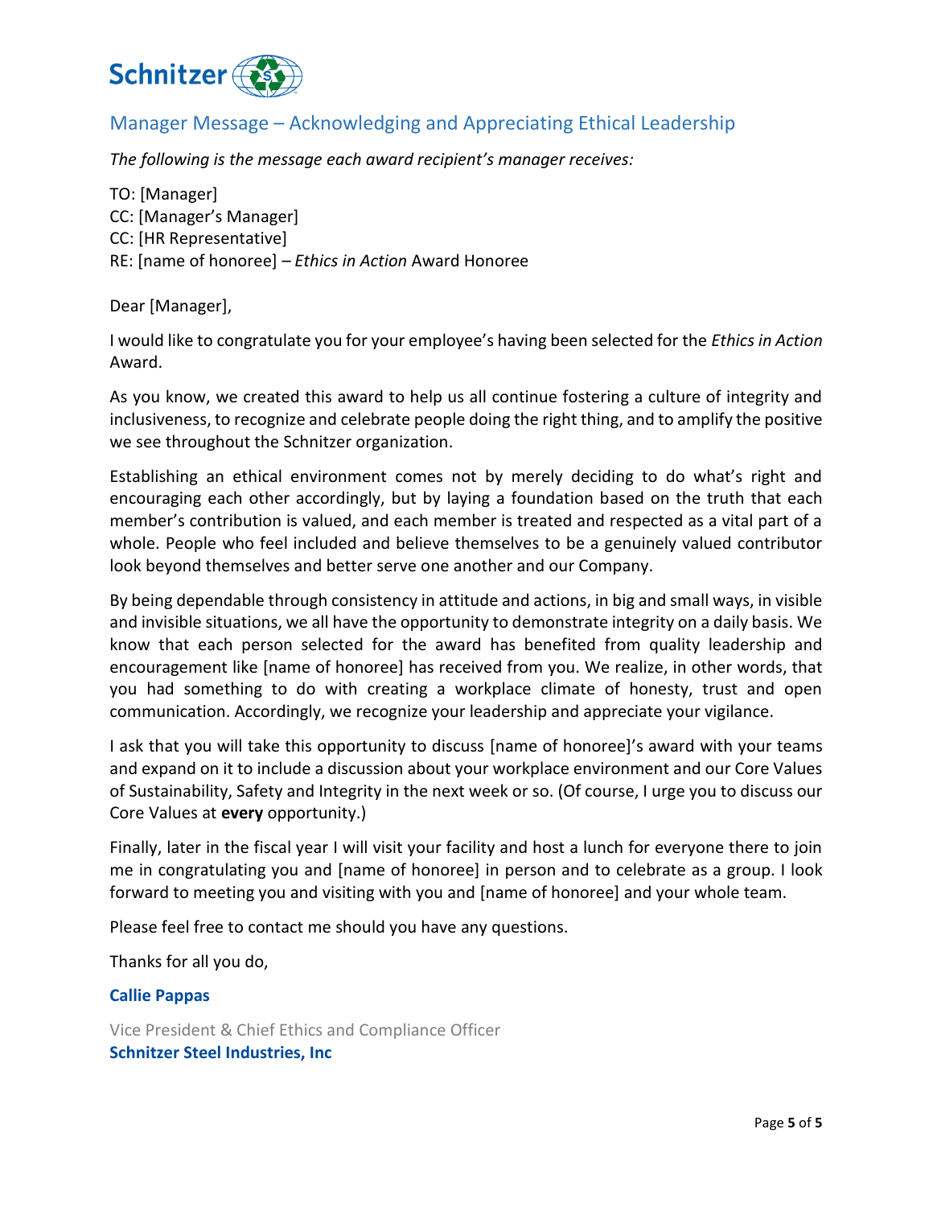## Manager Message – Acknowledging and Appreciating Ethical Leadership

*The following is the message each award recipient's manager receives:*

TO: [Manager]
CC: [Manager's Manager]
CC: [HR Representative]
RE: [name of honoree] – *Ethics in Action* Award Honoree

Dear [Manager],

I would like to congratulate you for your employee's having been selected for the *Ethics in Action* Award.

As you know, we created this award to help us all continue fostering a culture of integrity and inclusiveness, to recognize and celebrate people doing the right thing, and to amplify the positive we see throughout the Schnitzer organization.

Establishing an ethical environment comes not by merely deciding to do what's right and encouraging each other accordingly, but by laying a foundation based on the truth that each member's contribution is valued, and each member is treated and respected as a vital part of a whole. People who feel included and believe themselves to be a genuinely valued contributor look beyond themselves and better serve one another and our Company.

By being dependable through consistency in attitude and actions, in big and small ways, in visible and invisible situations, we all have the opportunity to demonstrate integrity on a daily basis. We know that each person selected for the award has benefited from quality leadership and encouragement like [name of honoree] has received from you. We realize, in other words, that you had something to do with creating a workplace climate of honesty, trust and open communication. Accordingly, we recognize your leadership and appreciate your vigilance.

I ask that you will take this opportunity to discuss [name of honoree]'s award with your teams and expand on it to include a discussion about your workplace environment and our Core Values of Sustainability, Safety and Integrity in the next week or so. (Of course, I urge you to discuss our Core Values at **every** opportunity.)

Finally, later in the fiscal year I will visit your facility and host a lunch for everyone there to join me in congratulating you and [name of honoree] in person and to celebrate as a group. I look forward to meeting you and visiting with you and [name of honoree] and your whole team.

Please feel free to contact me should you have any questions.

Thanks for all you do,

**Callie Pappas**

Vice President & Chief Ethics and Compliance Officer
**Schnitzer Steel Industries, Inc**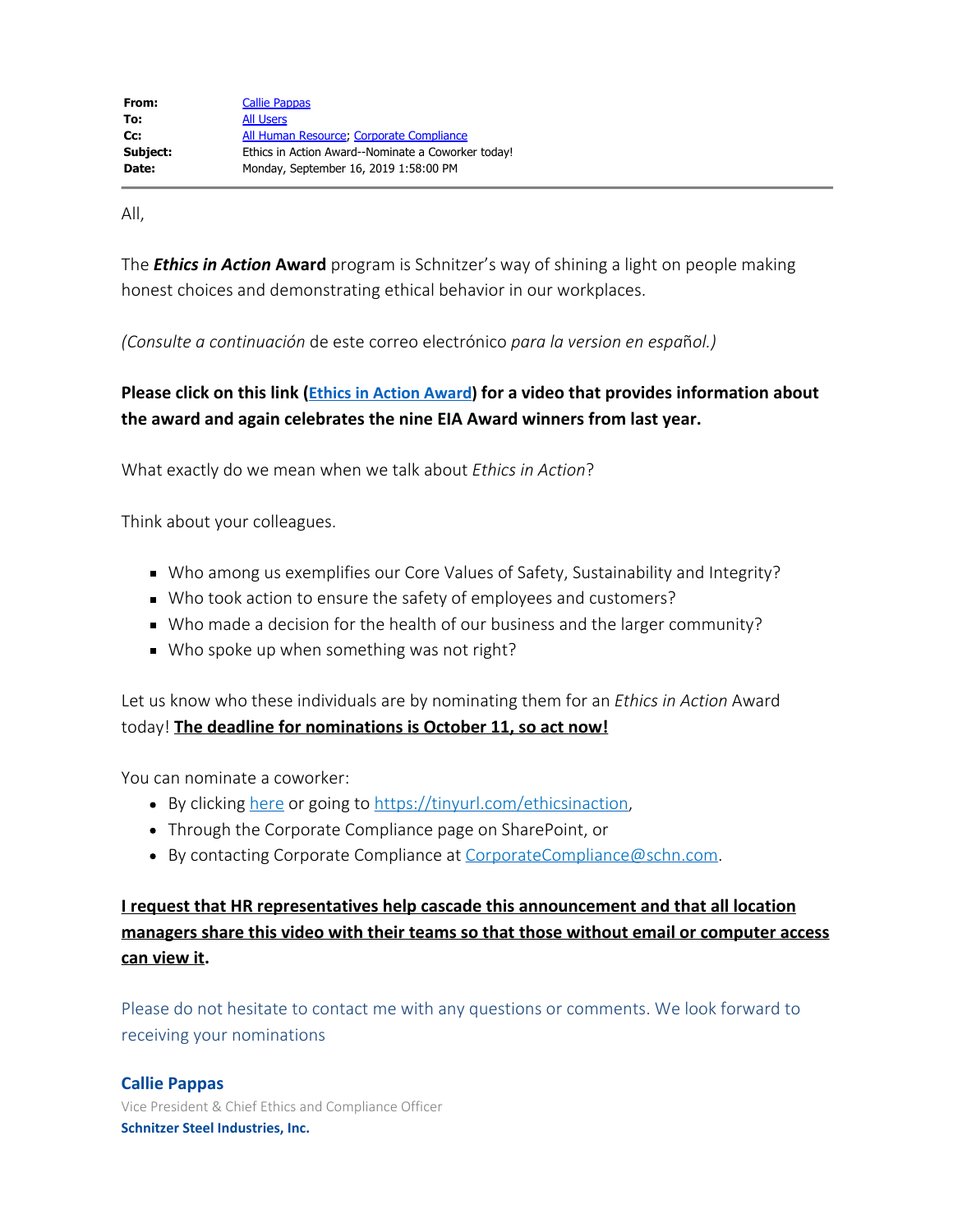**From:** Callie Pappas
**To:** All Users
**Cc:** All Human Resource; Corporate Compliance
**Subject:** Ethics in Action Award--Nominate a Coworker today!
**Date:** Monday, September 16, 2019 1:58:00 PM

---

All,

The ***Ethics in Action*** **Award** program is Schnitzer's way of shining a light on people making honest choices and demonstrating ethical behavior in our workplaces.

*(Consulte a continuación* de este correo electrónico *para la version en español.)*

**Please click on this link (Ethics in Action Award) for a video that provides information about the award and again celebrates the nine EIA Award winners from last year.**

What exactly do we mean when we talk about *Ethics in Action*?

Think about your colleagues.

- Who among us exemplifies our Core Values of Safety, Sustainability and Integrity?
- Who took action to ensure the safety of employees and customers?
- Who made a decision for the health of our business and the larger community?
- Who spoke up when something was not right?

Let us know who these individuals are by nominating them for an *Ethics in Action* Award today! **The deadline for nominations is October 11, so act now!**

You can nominate a coworker:

- By clicking here or going to https://tinyurl.com/ethicsinaction,
- Through the Corporate Compliance page on SharePoint, or
- By contacting Corporate Compliance at CorporateCompliance@schn.com.

**I request that HR representatives help cascade this announcement and that all location managers share this video with their teams so that those without email or computer access can view it.**

Please do not hesitate to contact me with any questions or comments. We look forward to receiving your nominations

**Callie Pappas**
Vice President & Chief Ethics and Compliance Officer
**Schnitzer Steel Industries, Inc.**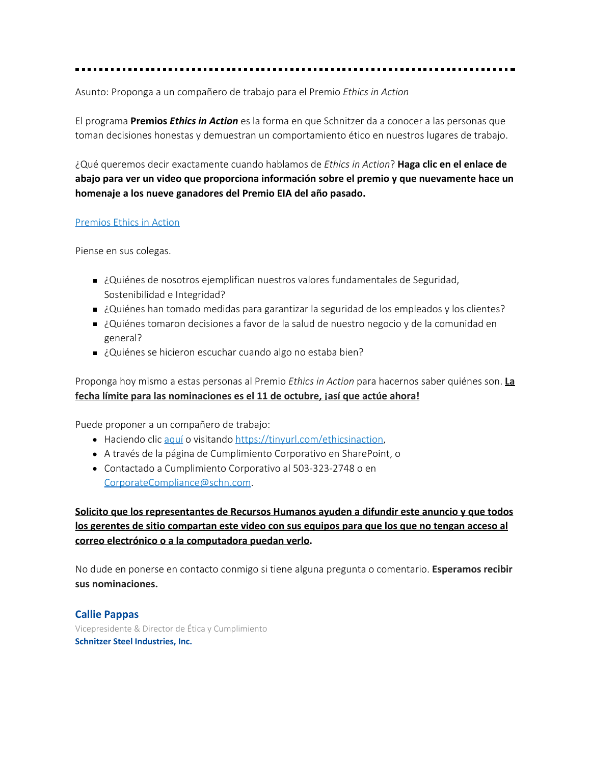---

Asunto: Proponga a un compañero de trabajo para el Premio *Ethics in Action*

El programa **Premios *Ethics in Action*** es la forma en que Schnitzer da a conocer a las personas que toman decisiones honestas y demuestran un comportamiento ético en nuestros lugares de trabajo.

¿Qué queremos decir exactamente cuando hablamos de *Ethics in Action*? **Haga clic en el enlace de abajo para ver un video que proporciona información sobre el premio y que nuevamente hace un homenaje a los nueve ganadores del Premio EIA del año pasado.**

Premios Ethics in Action

Piense en sus colegas.

- ¿Quiénes de nosotros ejemplifican nuestros valores fundamentales de Seguridad, Sostenibilidad e Integridad?
- ¿Quiénes han tomado medidas para garantizar la seguridad de los empleados y los clientes?
- ¿Quiénes tomaron decisiones a favor de la salud de nuestro negocio y de la comunidad en general?
- ¿Quiénes se hicieron escuchar cuando algo no estaba bien?

Proponga hoy mismo a estas personas al Premio *Ethics in Action* para hacernos saber quiénes son. **La fecha límite para las nominaciones es el 11 de octubre, ¡así que actúe ahora!**

Puede proponer a un compañero de trabajo:

- Haciendo clic aquí o visitando https://tinyurl.com/ethicsinaction,
- A través de la página de Cumplimiento Corporativo en SharePoint, o
- Contactado a Cumplimiento Corporativo al 503-323-2748 o en CorporateCompliance@schn.com.

**Solicito que los representantes de Recursos Humanos ayuden a difundir este anuncio y que todos los gerentes de sitio compartan este video con sus equipos para que los que no tengan acceso al correo electrónico o a la computadora puedan verlo.**

No dude en ponerse en contacto conmigo si tiene alguna pregunta o comentario. **Esperamos recibir sus nominaciones.**

**Callie Pappas**
Vicepresidente & Director de Ética y Cumplimiento
**Schnitzer Steel Industries, Inc.**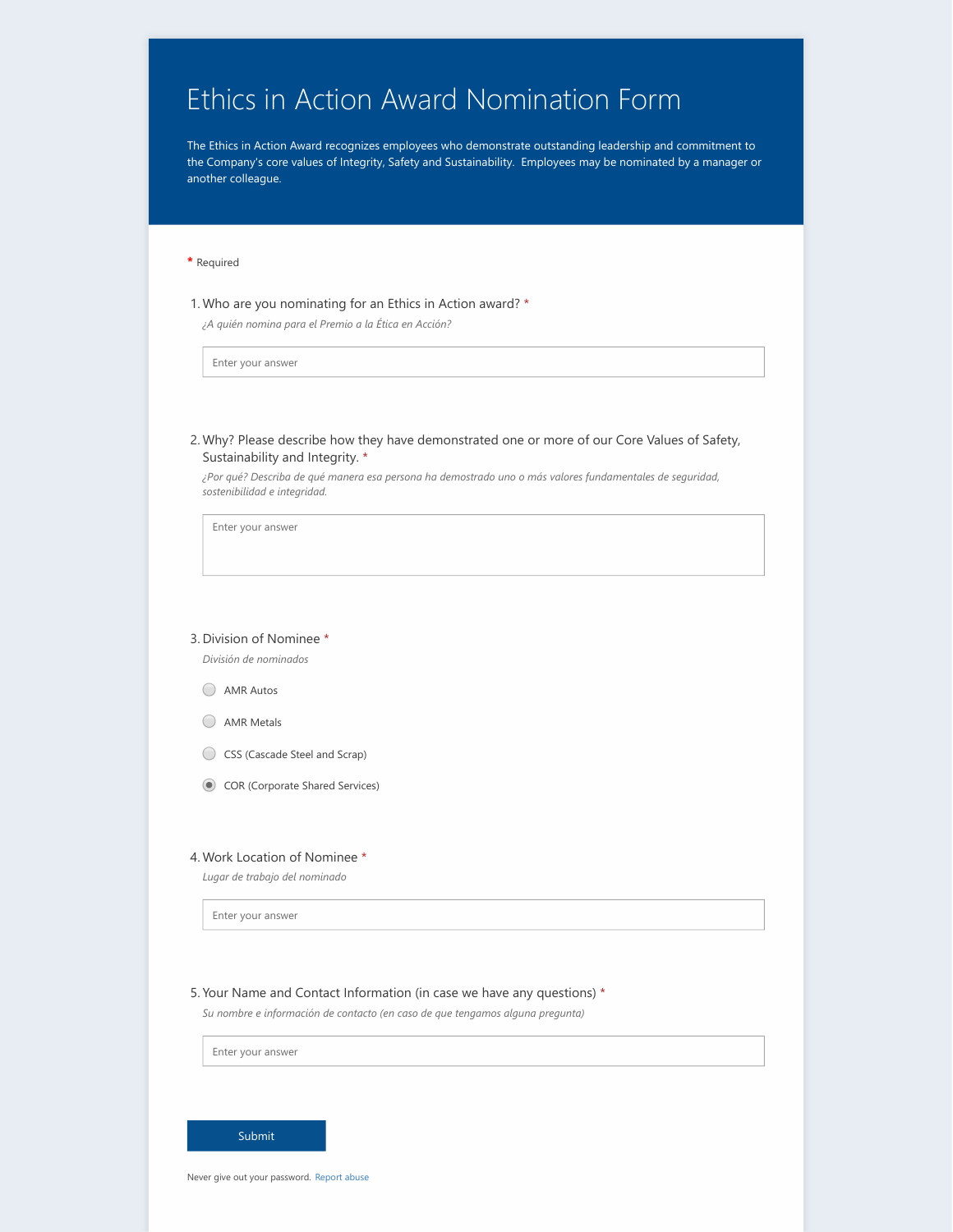# Ethics in Action Award Nomination Form

The Ethics in Action Award recognizes employees who demonstrate outstanding leadership and commitment to the Company's core values of Integrity, Safety and Sustainability. Employees may be nominated by a manager or another colleague.

\* Required

1. Who are you nominating for an Ethics in Action award? *

   *¿A quién nomina para el Premio a la Ética en Acción?*

   Enter your answer

2. Why? Please describe how they have demonstrated one or more of our Core Values of Safety, Sustainability and Integrity. *

   *¿Por qué? Describa de qué manera esa persona ha demostrado uno o más valores fundamentales de seguridad, sostenibilidad e integridad.*

   Enter your answer

3. Division of Nominee *

   *División de nominados*

   - ○ AMR Autos
   - ○ AMR Metals
   - ○ CSS (Cascade Steel and Scrap)
   - ◉ COR (Corporate Shared Services)

4. Work Location of Nominee *

   *Lugar de trabajo del nominado*

   Enter your answer

5. Your Name and Contact Information (in case we have any questions) *

   *Su nombre e información de contacto (en caso de que tengamos alguna pregunta)*

   Enter your answer

Submit

Never give out your password. Report abuse